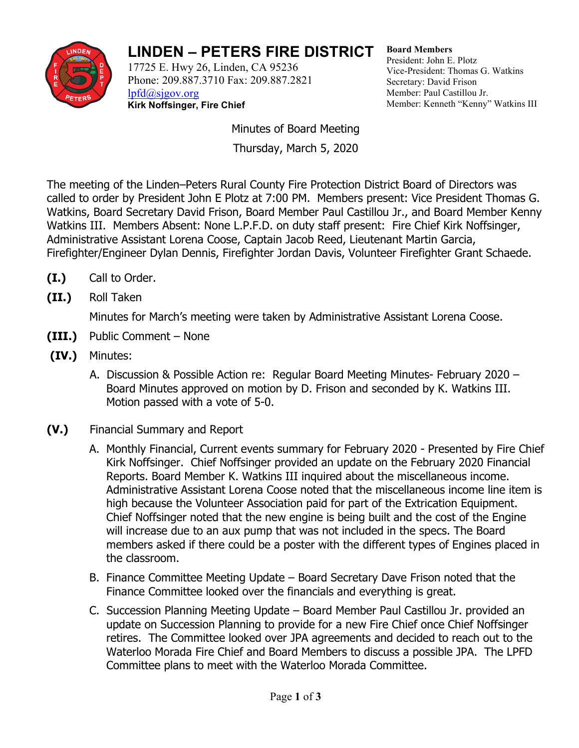# LINDEN – PETERS FIRE DISTRICT

17725 E. Hwy 26, Linden, CA 95236
Phone: 209.887.3710 Fax: 209.887.2821
lpfd@sjgov.org
**Kirk Noffsinger, Fire Chief**

**Board Members**
President: John E. Plotz
Vice-President: Thomas G. Watkins
Secretary: David Frison
Member: Paul Castillou Jr.
Member: Kenneth "Kenny" Watkins III

Minutes of Board Meeting
Thursday, March 5, 2020

The meeting of the Linden–Peters Rural County Fire Protection District Board of Directors was called to order by President John E Plotz at 7:00 PM. Members present: Vice President Thomas G. Watkins, Board Secretary David Frison, Board Member Paul Castillou Jr., and Board Member Kenny Watkins III. Members Absent: None L.P.F.D. on duty staff present: Fire Chief Kirk Noffsinger, Administrative Assistant Lorena Coose, Captain Jacob Reed, Lieutenant Martin Garcia, Firefighter/Engineer Dylan Dennis, Firefighter Jordan Davis, Volunteer Firefighter Grant Schaede.

**(I.)** Call to Order.

**(II.)** Roll Taken

Minutes for March's meeting were taken by Administrative Assistant Lorena Coose.

**(III.)** Public Comment – None

**(IV.)** Minutes:

A. Discussion & Possible Action re: Regular Board Meeting Minutes- February 2020 – Board Minutes approved on motion by D. Frison and seconded by K. Watkins III. Motion passed with a vote of 5-0.

**(V.)** Financial Summary and Report

A. Monthly Financial, Current events summary for February 2020 - Presented by Fire Chief Kirk Noffsinger. Chief Noffsinger provided an update on the February 2020 Financial Reports. Board Member K. Watkins III inquired about the miscellaneous income. Administrative Assistant Lorena Coose noted that the miscellaneous income line item is high because the Volunteer Association paid for part of the Extrication Equipment. Chief Noffsinger noted that the new engine is being built and the cost of the Engine will increase due to an aux pump that was not included in the specs. The Board members asked if there could be a poster with the different types of Engines placed in the classroom.

B. Finance Committee Meeting Update – Board Secretary Dave Frison noted that the Finance Committee looked over the financials and everything is great.

C. Succession Planning Meeting Update – Board Member Paul Castillou Jr. provided an update on Succession Planning to provide for a new Fire Chief once Chief Noffsinger retires. The Committee looked over JPA agreements and decided to reach out to the Waterloo Morada Fire Chief and Board Members to discuss a possible JPA. The LPFD Committee plans to meet with the Waterloo Morada Committee.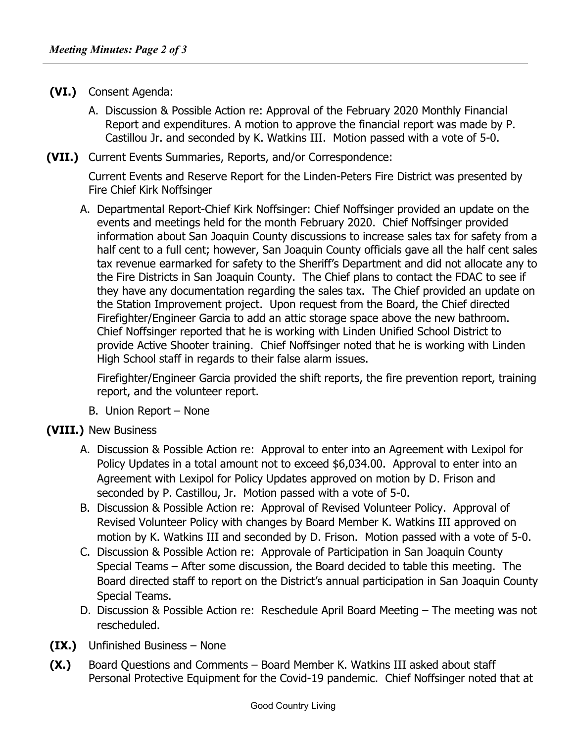**(VI.)** Consent Agenda:

A. Discussion & Possible Action re: Approval of the February 2020 Monthly Financial Report and expenditures. A motion to approve the financial report was made by P. Castillou Jr. and seconded by K. Watkins III. Motion passed with a vote of 5-0.

**(VII.)** Current Events Summaries, Reports, and/or Correspondence:

Current Events and Reserve Report for the Linden-Peters Fire District was presented by Fire Chief Kirk Noffsinger

A. Departmental Report-Chief Kirk Noffsinger: Chief Noffsinger provided an update on the events and meetings held for the month February 2020. Chief Noffsinger provided information about San Joaquin County discussions to increase sales tax for safety from a half cent to a full cent; however, San Joaquin County officials gave all the half cent sales tax revenue earmarked for safety to the Sheriff's Department and did not allocate any to the Fire Districts in San Joaquin County. The Chief plans to contact the FDAC to see if they have any documentation regarding the sales tax. The Chief provided an update on the Station Improvement project. Upon request from the Board, the Chief directed Firefighter/Engineer Garcia to add an attic storage space above the new bathroom. Chief Noffsinger reported that he is working with Linden Unified School District to provide Active Shooter training. Chief Noffsinger noted that he is working with Linden High School staff in regards to their false alarm issues.

   Firefighter/Engineer Garcia provided the shift reports, the fire prevention report, training report, and the volunteer report.

B. Union Report – None

**(VIII.)** New Business

A. Discussion & Possible Action re: Approval to enter into an Agreement with Lexipol for Policy Updates in a total amount not to exceed $6,034.00. Approval to enter into an Agreement with Lexipol for Policy Updates approved on motion by D. Frison and seconded by P. Castillou, Jr. Motion passed with a vote of 5-0.
B. Discussion & Possible Action re: Approval of Revised Volunteer Policy. Approval of Revised Volunteer Policy with changes by Board Member K. Watkins III approved on motion by K. Watkins III and seconded by D. Frison. Motion passed with a vote of 5-0.
C. Discussion & Possible Action re: Approvale of Participation in San Joaquin County Special Teams – After some discussion, the Board decided to table this meeting. The Board directed staff to report on the District's annual participation in San Joaquin County Special Teams.
D. Discussion & Possible Action re: Reschedule April Board Meeting – The meeting was not rescheduled.

**(IX.)** Unfinished Business – None

**(X.)** Board Questions and Comments – Board Member K. Watkins III asked about staff Personal Protective Equipment for the Covid-19 pandemic. Chief Noffsinger noted that at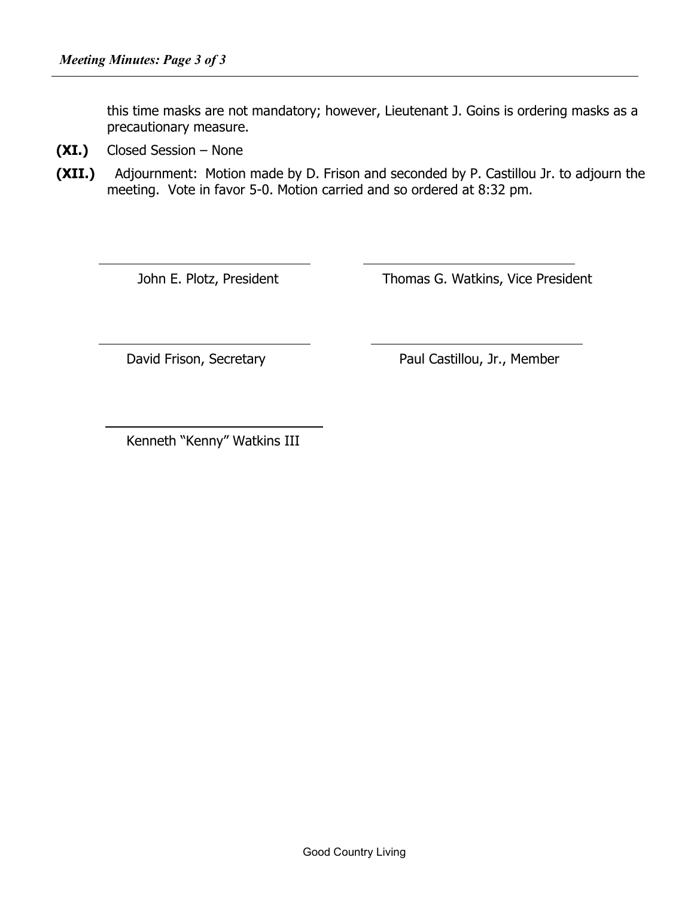this time masks are not mandatory; however, Lieutenant J. Goins is ordering masks as a precautionary measure.

**(XI.)** Closed Session – None

**(XII.)** Adjournment: Motion made by D. Frison and seconded by P. Castillou Jr. to adjourn the meeting. Vote in favor 5-0. Motion carried and so ordered at 8:32 pm.

John E. Plotz, President

Thomas G. Watkins, Vice President

David Frison, Secretary

Paul Castillou, Jr., Member

Kenneth "Kenny" Watkins III

Good Country Living